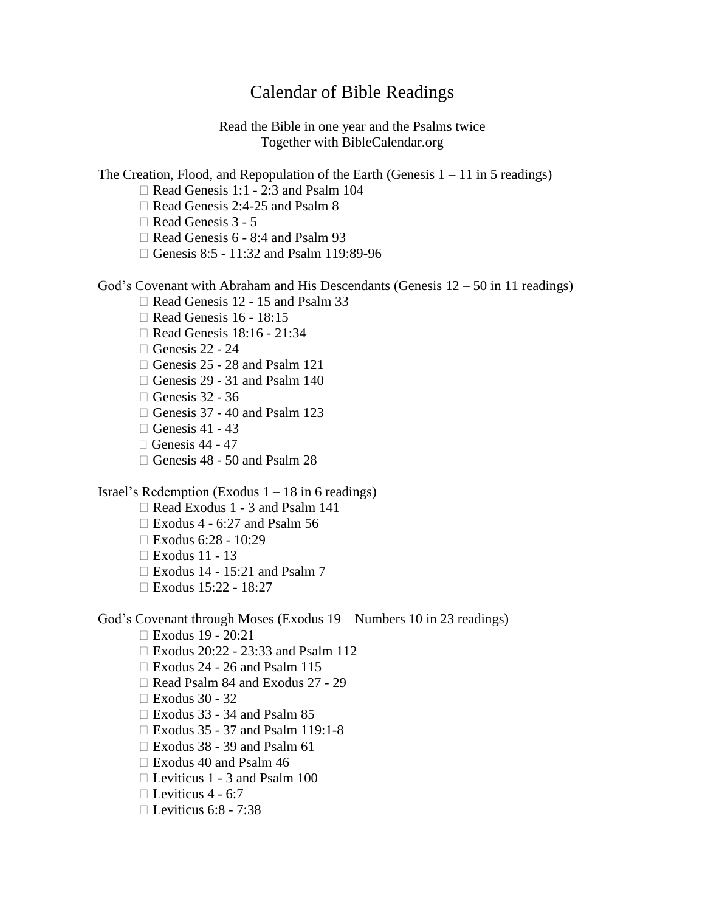# Calendar of Bible Readings

Read the Bible in one year and the Psalms twice
Together with BibleCalendar.org

The Creation, Flood, and Repopulation of the Earth (Genesis 1 – 11 in 5 readings)

- Read Genesis 1:1 - 2:3 and Psalm 104
- Read Genesis 2:4-25 and Psalm 8
- Read Genesis 3 - 5
- Read Genesis 6 - 8:4 and Psalm 93
- Genesis 8:5 - 11:32 and Psalm 119:89-96

God's Covenant with Abraham and His Descendants (Genesis 12 – 50 in 11 readings)

- Read Genesis 12 - 15 and Psalm 33
- Read Genesis 16 - 18:15
- Read Genesis 18:16 - 21:34
- Genesis 22 - 24
- Genesis 25 - 28 and Psalm 121
- Genesis 29 - 31 and Psalm 140
- Genesis 32 - 36
- Genesis 37 - 40 and Psalm 123
- Genesis 41 - 43
- Genesis 44 - 47
- Genesis 48 - 50 and Psalm 28

Israel's Redemption (Exodus 1 – 18 in 6 readings)

- Read Exodus 1 - 3 and Psalm 141
- Exodus 4 - 6:27 and Psalm 56
- Exodus 6:28 - 10:29
- Exodus 11 - 13
- Exodus 14 - 15:21 and Psalm 7
- Exodus 15:22 - 18:27

God's Covenant through Moses (Exodus 19 – Numbers 10 in 23 readings)

- Exodus 19 - 20:21
- Exodus 20:22 - 23:33 and Psalm 112
- Exodus 24 - 26 and Psalm 115
- Read Psalm 84 and Exodus 27 - 29
- Exodus 30 - 32
- Exodus 33 - 34 and Psalm 85
- Exodus 35 - 37 and Psalm 119:1-8
- Exodus 38 - 39 and Psalm 61
- Exodus 40 and Psalm 46
- Leviticus 1 - 3 and Psalm 100
- Leviticus 4 - 6:7
- Leviticus 6:8 - 7:38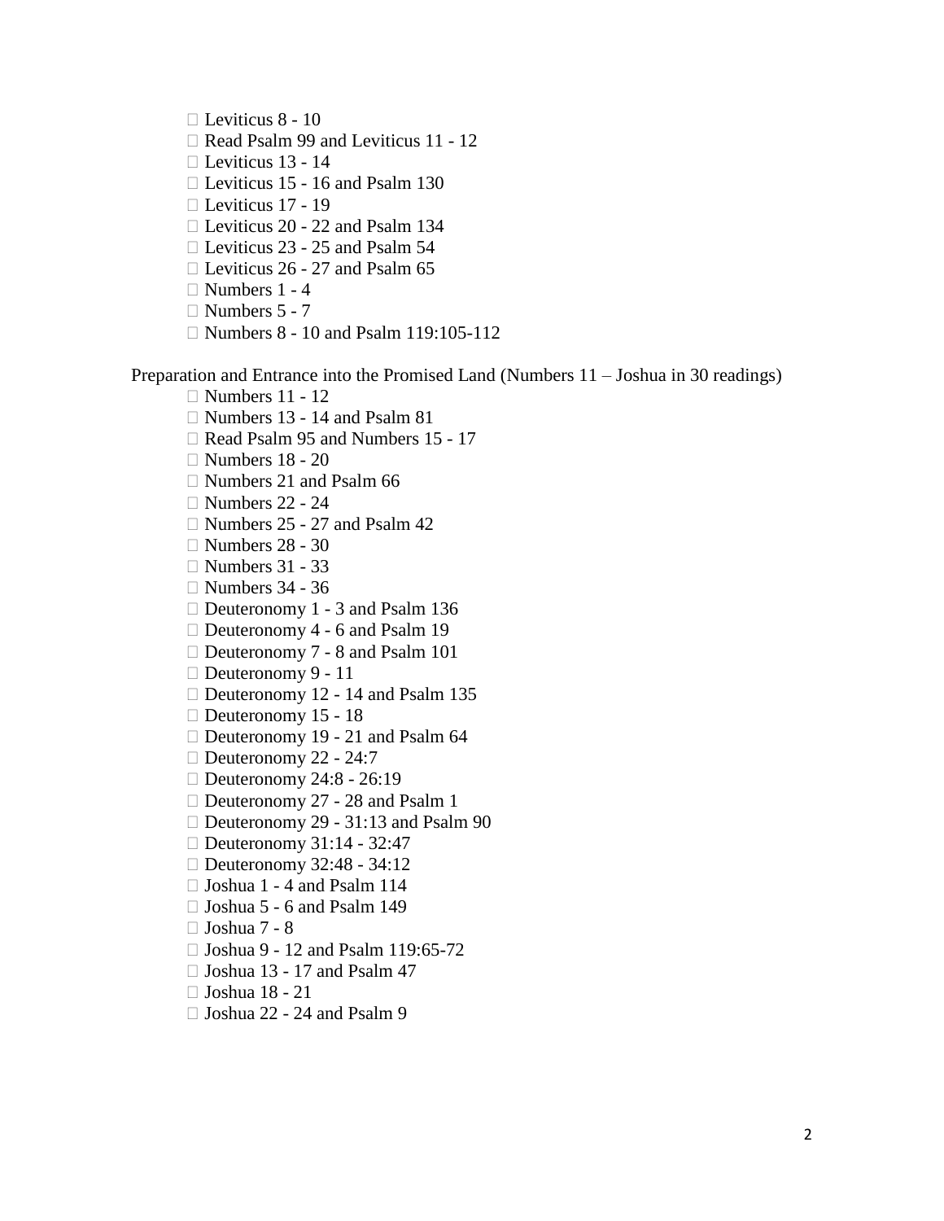- Leviticus 8 - 10
- Read Psalm 99 and Leviticus 11 - 12
- Leviticus 13 - 14
- Leviticus 15 - 16 and Psalm 130
- Leviticus 17 - 19
- Leviticus 20 - 22 and Psalm 134
- Leviticus 23 - 25 and Psalm 54
- Leviticus 26 - 27 and Psalm 65
- Numbers 1 - 4
- Numbers 5 - 7
- Numbers 8 - 10 and Psalm 119:105-112

Preparation and Entrance into the Promised Land (Numbers 11 – Joshua in 30 readings)

- Numbers 11 - 12
- Numbers 13 - 14 and Psalm 81
- Read Psalm 95 and Numbers 15 - 17
- Numbers 18 - 20
- Numbers 21 and Psalm 66
- Numbers 22 - 24
- Numbers 25 - 27 and Psalm 42
- Numbers 28 - 30
- Numbers 31 - 33
- Numbers 34 - 36
- Deuteronomy 1 - 3 and Psalm 136
- Deuteronomy 4 - 6 and Psalm 19
- Deuteronomy 7 - 8 and Psalm 101
- Deuteronomy 9 - 11
- Deuteronomy 12 - 14 and Psalm 135
- Deuteronomy 15 - 18
- Deuteronomy 19 - 21 and Psalm 64
- Deuteronomy 22 - 24:7
- Deuteronomy 24:8 - 26:19
- Deuteronomy 27 - 28 and Psalm 1
- Deuteronomy 29 - 31:13 and Psalm 90
- Deuteronomy 31:14 - 32:47
- Deuteronomy 32:48 - 34:12
- Joshua 1 - 4 and Psalm 114
- Joshua 5 - 6 and Psalm 149
- Joshua 7 - 8
- Joshua 9 - 12 and Psalm 119:65-72
- Joshua 13 - 17 and Psalm 47
- Joshua 18 - 21
- Joshua 22 - 24 and Psalm 9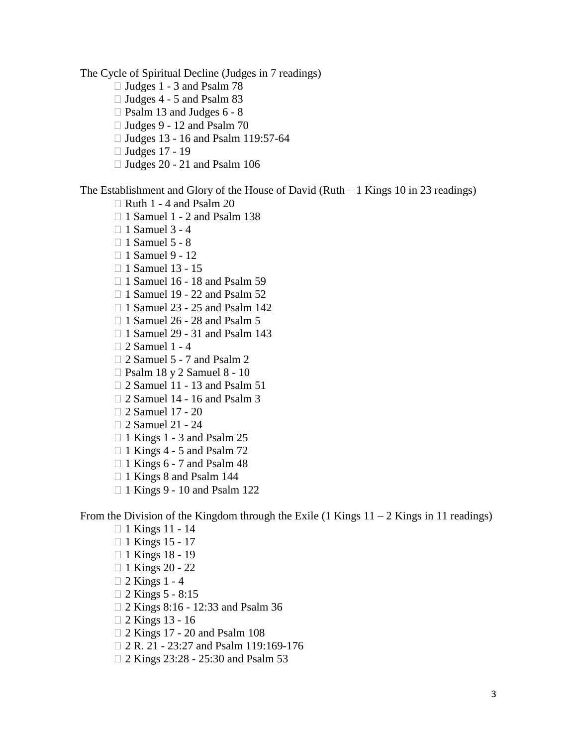The Cycle of Spiritual Decline (Judges in 7 readings)

- Judges 1 - 3 and Psalm 78
- Judges 4 - 5 and Psalm 83
- Psalm 13 and Judges 6 - 8
- Judges 9 - 12 and Psalm 70
- Judges 13 - 16 and Psalm 119:57-64
- Judges 17 - 19
- Judges 20 - 21 and Psalm 106

The Establishment and Glory of the House of David (Ruth – 1 Kings 10 in 23 readings)

- Ruth 1 - 4 and Psalm 20
- 1 Samuel 1 - 2 and Psalm 138
- 1 Samuel 3 - 4
- 1 Samuel 5 - 8
- 1 Samuel 9 - 12
- 1 Samuel 13 - 15
- 1 Samuel 16 - 18 and Psalm 59
- 1 Samuel 19 - 22 and Psalm 52
- 1 Samuel 23 - 25 and Psalm 142
- 1 Samuel 26 - 28 and Psalm 5
- 1 Samuel 29 - 31 and Psalm 143
- 2 Samuel 1 - 4
- 2 Samuel 5 - 7 and Psalm 2
- Psalm 18 y 2 Samuel 8 - 10
- 2 Samuel 11 - 13 and Psalm 51
- 2 Samuel 14 - 16 and Psalm 3
- 2 Samuel 17 - 20
- 2 Samuel 21 - 24
- 1 Kings 1 - 3 and Psalm 25
- 1 Kings 4 - 5 and Psalm 72
- 1 Kings 6 - 7 and Psalm 48
- 1 Kings 8 and Psalm 144
- 1 Kings 9 - 10 and Psalm 122

From the Division of the Kingdom through the Exile (1 Kings 11 – 2 Kings in 11 readings)

- 1 Kings 11 - 14
- 1 Kings 15 - 17
- 1 Kings 18 - 19
- 1 Kings 20 - 22
- 2 Kings 1 - 4
- 2 Kings 5 - 8:15
- 2 Kings 8:16 - 12:33 and Psalm 36
- 2 Kings 13 - 16
- 2 Kings 17 - 20 and Psalm 108
- 2 R. 21 - 23:27 and Psalm 119:169-176
- 2 Kings 23:28 - 25:30 and Psalm 53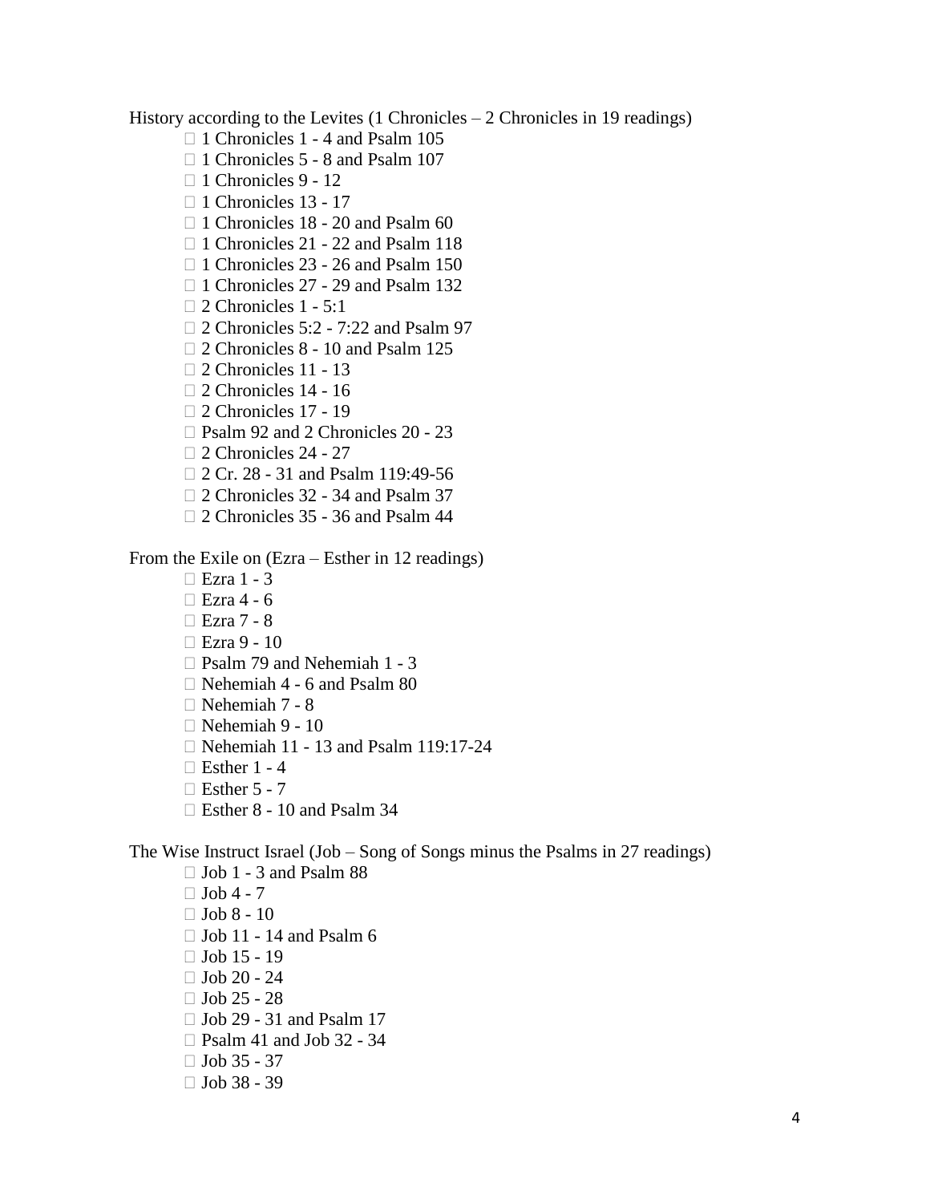History according to the Levites (1 Chronicles – 2 Chronicles in 19 readings)

- 1 Chronicles 1 - 4 and Psalm 105
- 1 Chronicles 5 - 8 and Psalm 107
- 1 Chronicles 9 - 12
- 1 Chronicles 13 - 17
- 1 Chronicles 18 - 20 and Psalm 60
- 1 Chronicles 21 - 22 and Psalm 118
- 1 Chronicles 23 - 26 and Psalm 150
- 1 Chronicles 27 - 29 and Psalm 132
- 2 Chronicles 1 - 5:1
- 2 Chronicles 5:2 - 7:22 and Psalm 97
- 2 Chronicles 8 - 10 and Psalm 125
- 2 Chronicles 11 - 13
- 2 Chronicles 14 - 16
- 2 Chronicles 17 - 19
- Psalm 92 and 2 Chronicles 20 - 23
- 2 Chronicles 24 - 27
- 2 Cr. 28 - 31 and Psalm 119:49-56
- 2 Chronicles 32 - 34 and Psalm 37
- 2 Chronicles 35 - 36 and Psalm 44

From the Exile on (Ezra – Esther in 12 readings)

- Ezra 1 - 3
- Ezra 4 - 6
- Ezra 7 - 8
- Ezra 9 - 10
- Psalm 79 and Nehemiah 1 - 3
- Nehemiah 4 - 6 and Psalm 80
- Nehemiah 7 - 8
- Nehemiah 9 - 10
- Nehemiah 11 - 13 and Psalm 119:17-24
- Esther 1 - 4
- Esther 5 - 7
- Esther 8 - 10 and Psalm 34

The Wise Instruct Israel (Job – Song of Songs minus the Psalms in 27 readings)

- Job 1 - 3 and Psalm 88
- Job 4 - 7
- Job 8 - 10
- Job 11 - 14 and Psalm 6
- Job 15 - 19
- Job 20 - 24
- Job 25 - 28
- Job 29 - 31 and Psalm 17
- Psalm 41 and Job 32 - 34
- Job 35 - 37
- Job 38 - 39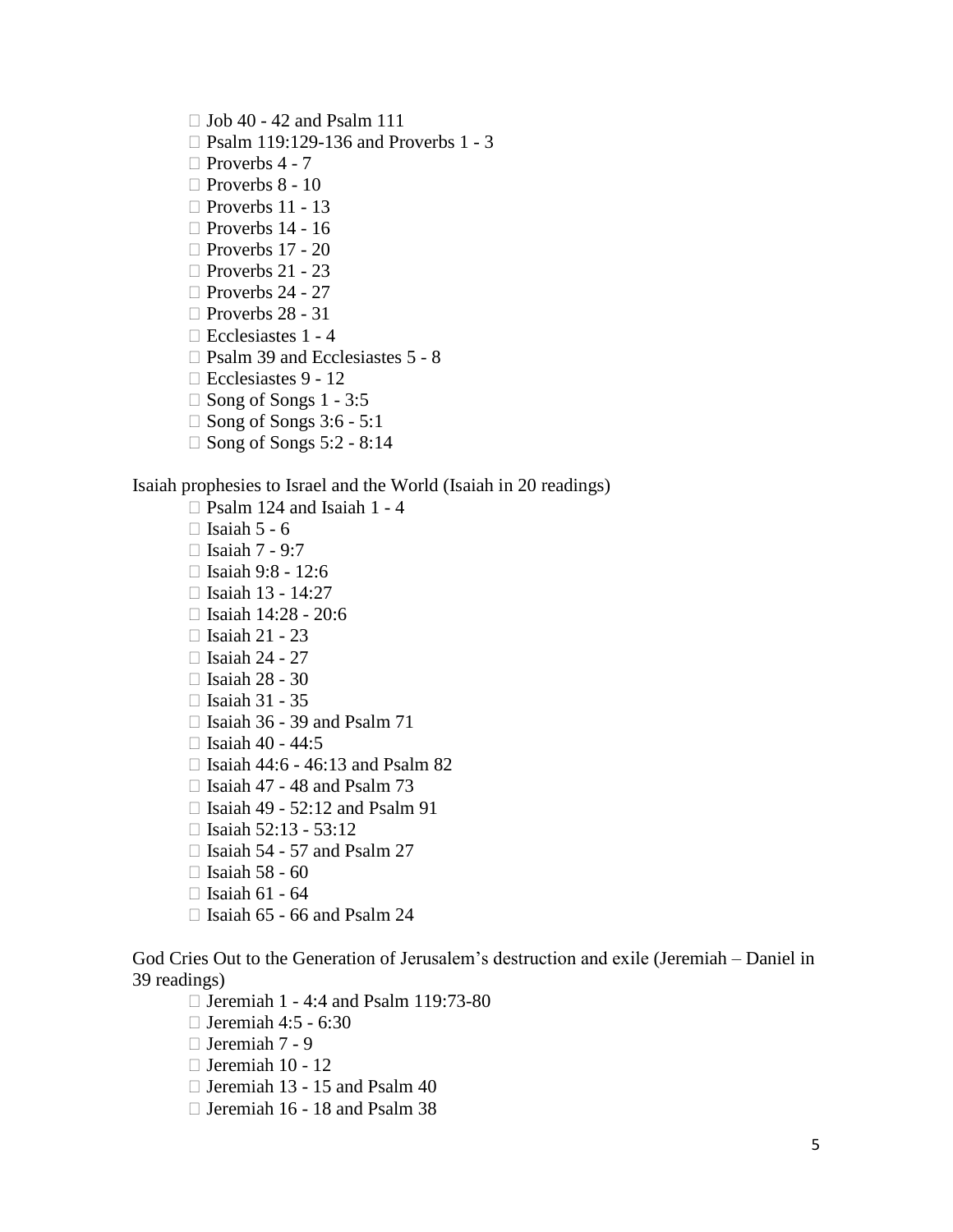- Job 40 - 42 and Psalm 111
- Psalm 119:129-136 and Proverbs 1 - 3
- Proverbs 4 - 7
- Proverbs 8 - 10
- Proverbs 11 - 13
- Proverbs 14 - 16
- Proverbs 17 - 20
- Proverbs 21 - 23
- Proverbs 24 - 27
- Proverbs 28 - 31
- Ecclesiastes 1 - 4
- Psalm 39 and Ecclesiastes 5 - 8
- Ecclesiastes 9 - 12
- Song of Songs 1 - 3:5
- Song of Songs 3:6 - 5:1
- Song of Songs 5:2 - 8:14

Isaiah prophesies to Israel and the World (Isaiah in 20 readings)

- Psalm 124 and Isaiah 1 - 4
- Isaiah 5 - 6
- Isaiah 7 - 9:7
- Isaiah 9:8 - 12:6
- Isaiah 13 - 14:27
- Isaiah 14:28 - 20:6
- Isaiah 21 - 23
- Isaiah 24 - 27
- Isaiah 28 - 30
- Isaiah 31 - 35
- Isaiah 36 - 39 and Psalm 71
- Isaiah 40 - 44:5
- Isaiah 44:6 - 46:13 and Psalm 82
- Isaiah 47 - 48 and Psalm 73
- Isaiah 49 - 52:12 and Psalm 91
- Isaiah 52:13 - 53:12
- Isaiah 54 - 57 and Psalm 27
- Isaiah 58 - 60
- Isaiah 61 - 64
- Isaiah 65 - 66 and Psalm 24

God Cries Out to the Generation of Jerusalem's destruction and exile (Jeremiah – Daniel in 39 readings)

- Jeremiah 1 - 4:4 and Psalm 119:73-80
- Jeremiah 4:5 - 6:30
- Jeremiah 7 - 9
- Jeremiah 10 - 12
- Jeremiah 13 - 15 and Psalm 40
- Jeremiah 16 - 18 and Psalm 38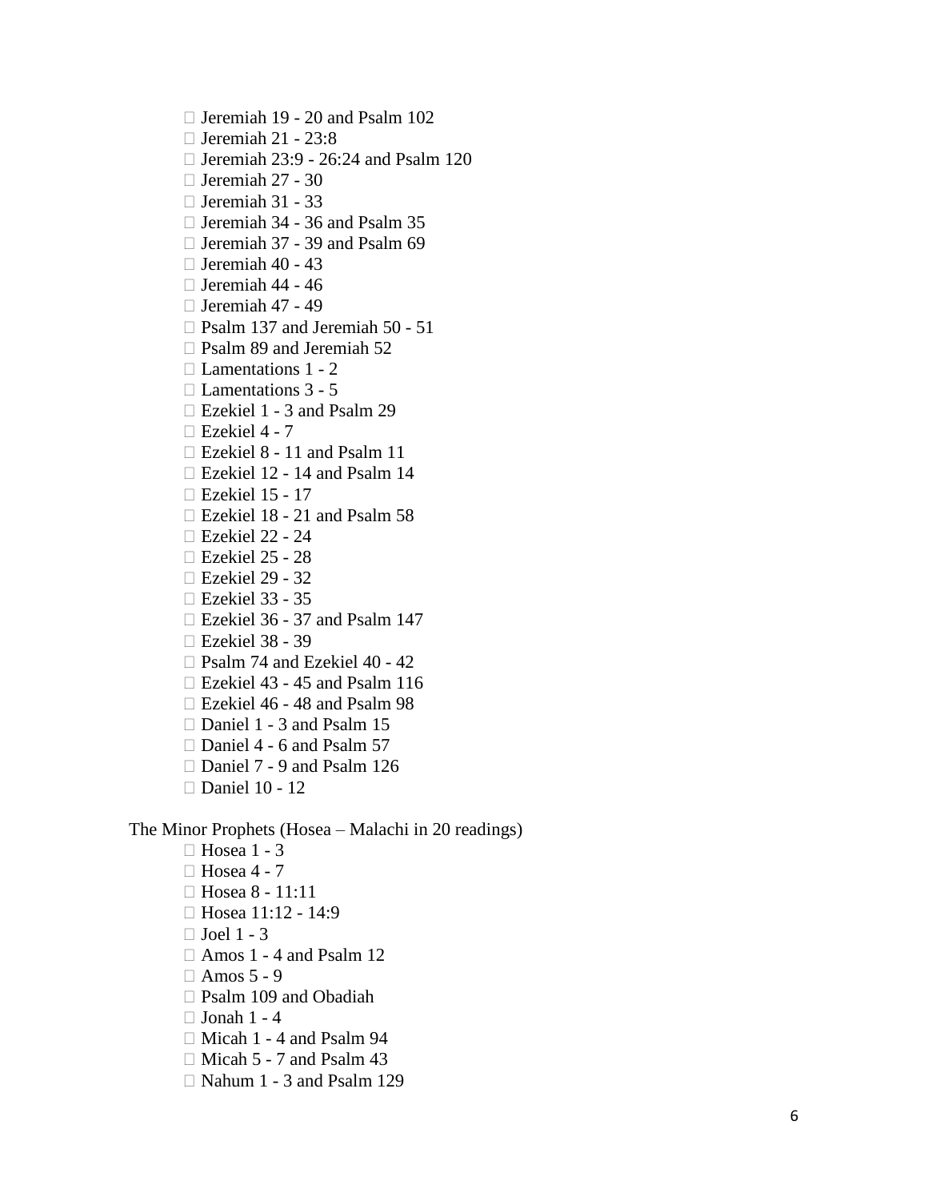- Jeremiah 19 - 20 and Psalm 102
- Jeremiah 21 - 23:8
- Jeremiah 23:9 - 26:24 and Psalm 120
- Jeremiah 27 - 30
- Jeremiah 31 - 33
- Jeremiah 34 - 36 and Psalm 35
- Jeremiah 37 - 39 and Psalm 69
- Jeremiah 40 - 43
- Jeremiah 44 - 46
- Jeremiah 47 - 49
- Psalm 137 and Jeremiah 50 - 51
- Psalm 89 and Jeremiah 52
- Lamentations 1 - 2
- Lamentations 3 - 5
- Ezekiel 1 - 3 and Psalm 29
- Ezekiel 4 - 7
- Ezekiel 8 - 11 and Psalm 11
- Ezekiel 12 - 14 and Psalm 14
- Ezekiel 15 - 17
- Ezekiel 18 - 21 and Psalm 58
- Ezekiel 22 - 24
- Ezekiel 25 - 28
- Ezekiel 29 - 32
- Ezekiel 33 - 35
- Ezekiel 36 - 37 and Psalm 147
- Ezekiel 38 - 39
- Psalm 74 and Ezekiel 40 - 42
- Ezekiel 43 - 45 and Psalm 116
- Ezekiel 46 - 48 and Psalm 98
- Daniel 1 - 3 and Psalm 15
- Daniel 4 - 6 and Psalm 57
- Daniel 7 - 9 and Psalm 126
- Daniel 10 - 12

The Minor Prophets (Hosea – Malachi in 20 readings)

- Hosea 1 - 3
- Hosea 4 - 7
- Hosea 8 - 11:11
- Hosea 11:12 - 14:9
- Joel 1 - 3
- Amos 1 - 4 and Psalm 12
- Amos 5 - 9
- Psalm 109 and Obadiah
- Jonah 1 - 4
- Micah 1 - 4 and Psalm 94
- Micah 5 - 7 and Psalm 43
- Nahum 1 - 3 and Psalm 129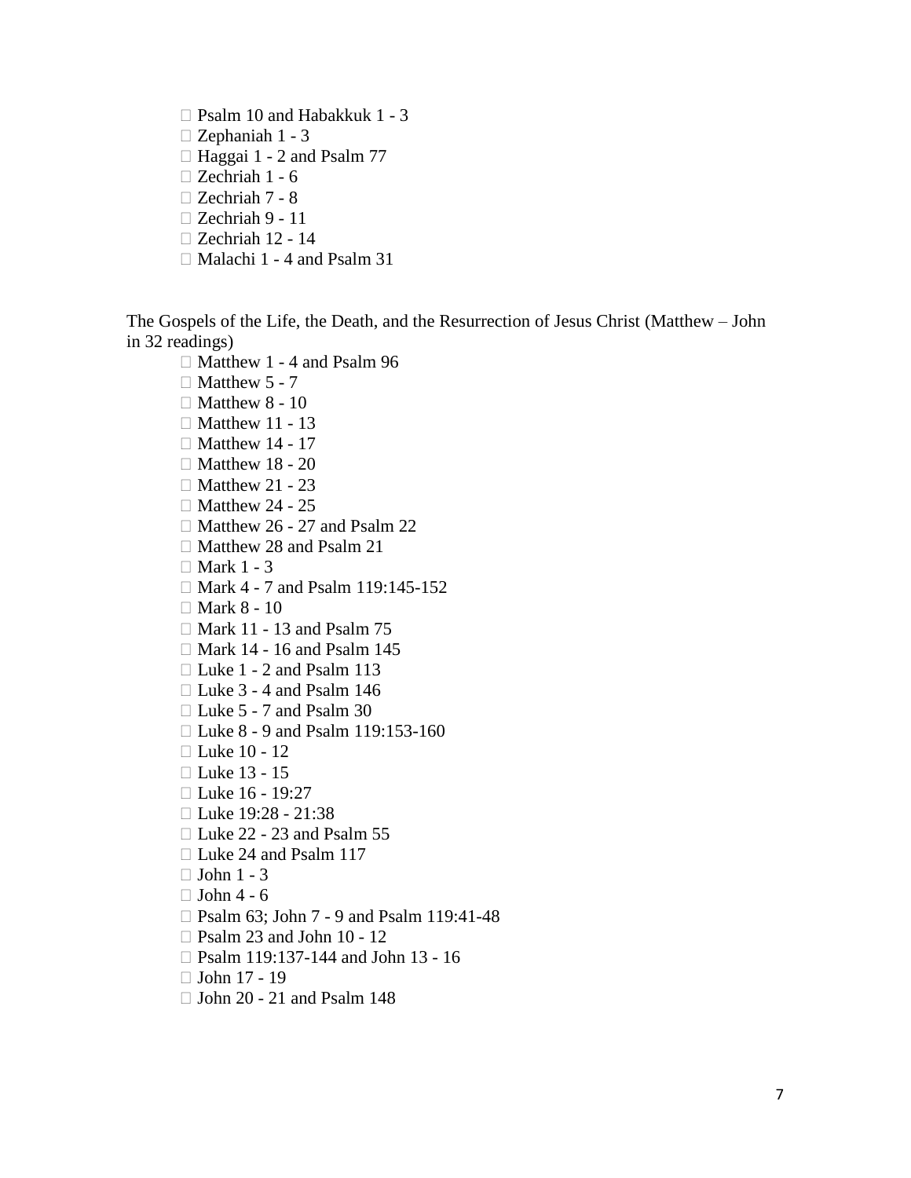- Psalm 10 and Habakkuk 1 - 3
- Zephaniah 1 - 3
- Haggai 1 - 2 and Psalm 77
- Zechriah 1 - 6
- Zechriah 7 - 8
- Zechriah 9 - 11
- Zechriah 12 - 14
- Malachi 1 - 4 and Psalm 31

The Gospels of the Life, the Death, and the Resurrection of Jesus Christ (Matthew – John in 32 readings)

- Matthew 1 - 4 and Psalm 96
- Matthew 5 - 7
- Matthew 8 - 10
- Matthew 11 - 13
- Matthew 14 - 17
- Matthew 18 - 20
- Matthew 21 - 23
- Matthew 24 - 25
- Matthew 26 - 27 and Psalm 22
- Matthew 28 and Psalm 21
- Mark 1 - 3
- Mark 4 - 7 and Psalm 119:145-152
- Mark 8 - 10
- Mark 11 - 13 and Psalm 75
- Mark 14 - 16 and Psalm 145
- Luke 1 - 2 and Psalm 113
- Luke 3 - 4 and Psalm 146
- Luke 5 - 7 and Psalm 30
- Luke 8 - 9 and Psalm 119:153-160
- Luke 10 - 12
- Luke 13 - 15
- Luke 16 - 19:27
- Luke 19:28 - 21:38
- Luke 22 - 23 and Psalm 55
- Luke 24 and Psalm 117
- John 1 - 3
- John 4 - 6
- Psalm 63; John 7 - 9 and Psalm 119:41-48
- Psalm 23 and John 10 - 12
- Psalm 119:137-144 and John 13 - 16
- John 17 - 19
- John 20 - 21 and Psalm 148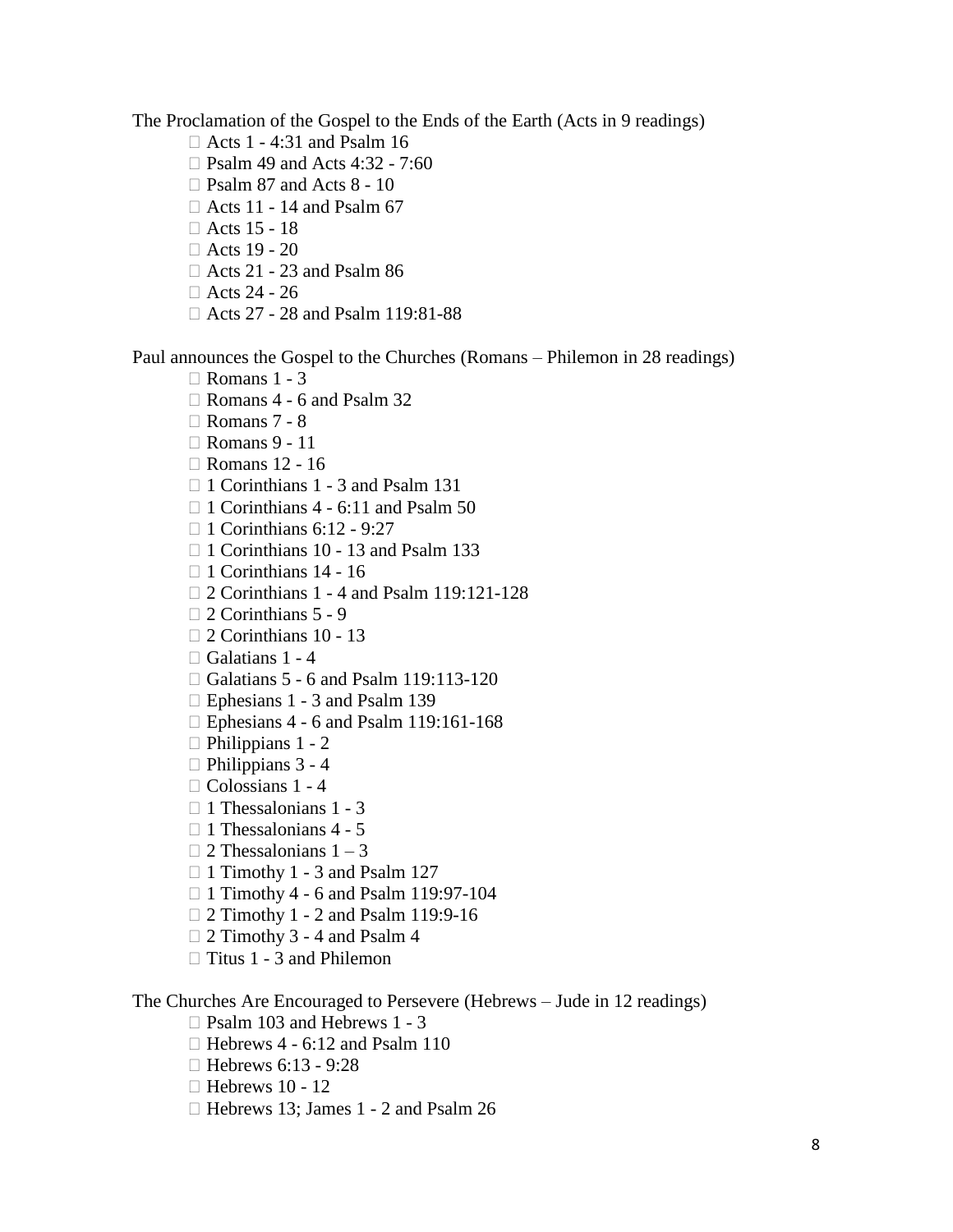The Proclamation of the Gospel to the Ends of the Earth (Acts in 9 readings)

- ☐ Acts 1 - 4:31 and Psalm 16
- ☐ Psalm 49 and Acts 4:32 - 7:60
- ☐ Psalm 87 and Acts 8 - 10
- ☐ Acts 11 - 14 and Psalm 67
- ☐ Acts 15 - 18
- ☐ Acts 19 - 20
- ☐ Acts 21 - 23 and Psalm 86
- ☐ Acts 24 - 26
- ☐ Acts 27 - 28 and Psalm 119:81-88

Paul announces the Gospel to the Churches (Romans – Philemon in 28 readings)

- ☐ Romans 1 - 3
- ☐ Romans 4 - 6 and Psalm 32
- ☐ Romans 7 - 8
- ☐ Romans 9 - 11
- ☐ Romans 12 - 16
- ☐ 1 Corinthians 1 - 3 and Psalm 131
- ☐ 1 Corinthians 4 - 6:11 and Psalm 50
- ☐ 1 Corinthians 6:12 - 9:27
- ☐ 1 Corinthians 10 - 13 and Psalm 133
- ☐ 1 Corinthians 14 - 16
- ☐ 2 Corinthians 1 - 4 and Psalm 119:121-128
- ☐ 2 Corinthians 5 - 9
- ☐ 2 Corinthians 10 - 13
- ☐ Galatians 1 - 4
- ☐ Galatians 5 - 6 and Psalm 119:113-120
- ☐ Ephesians 1 - 3 and Psalm 139
- ☐ Ephesians 4 - 6 and Psalm 119:161-168
- ☐ Philippians 1 - 2
- ☐ Philippians 3 - 4
- ☐ Colossians 1 - 4
- ☐ 1 Thessalonians 1 - 3
- ☐ 1 Thessalonians 4 - 5
- ☐ 2 Thessalonians 1 – 3
- ☐ 1 Timothy 1 - 3 and Psalm 127
- ☐ 1 Timothy 4 - 6 and Psalm 119:97-104
- ☐ 2 Timothy 1 - 2 and Psalm 119:9-16
- ☐ 2 Timothy 3 - 4 and Psalm 4
- ☐ Titus 1 - 3 and Philemon

The Churches Are Encouraged to Persevere (Hebrews – Jude in 12 readings)

- ☐ Psalm 103 and Hebrews 1 - 3
- ☐ Hebrews 4 - 6:12 and Psalm 110
- ☐ Hebrews 6:13 - 9:28
- ☐ Hebrews 10 - 12
- ☐ Hebrews 13; James 1 - 2 and Psalm 26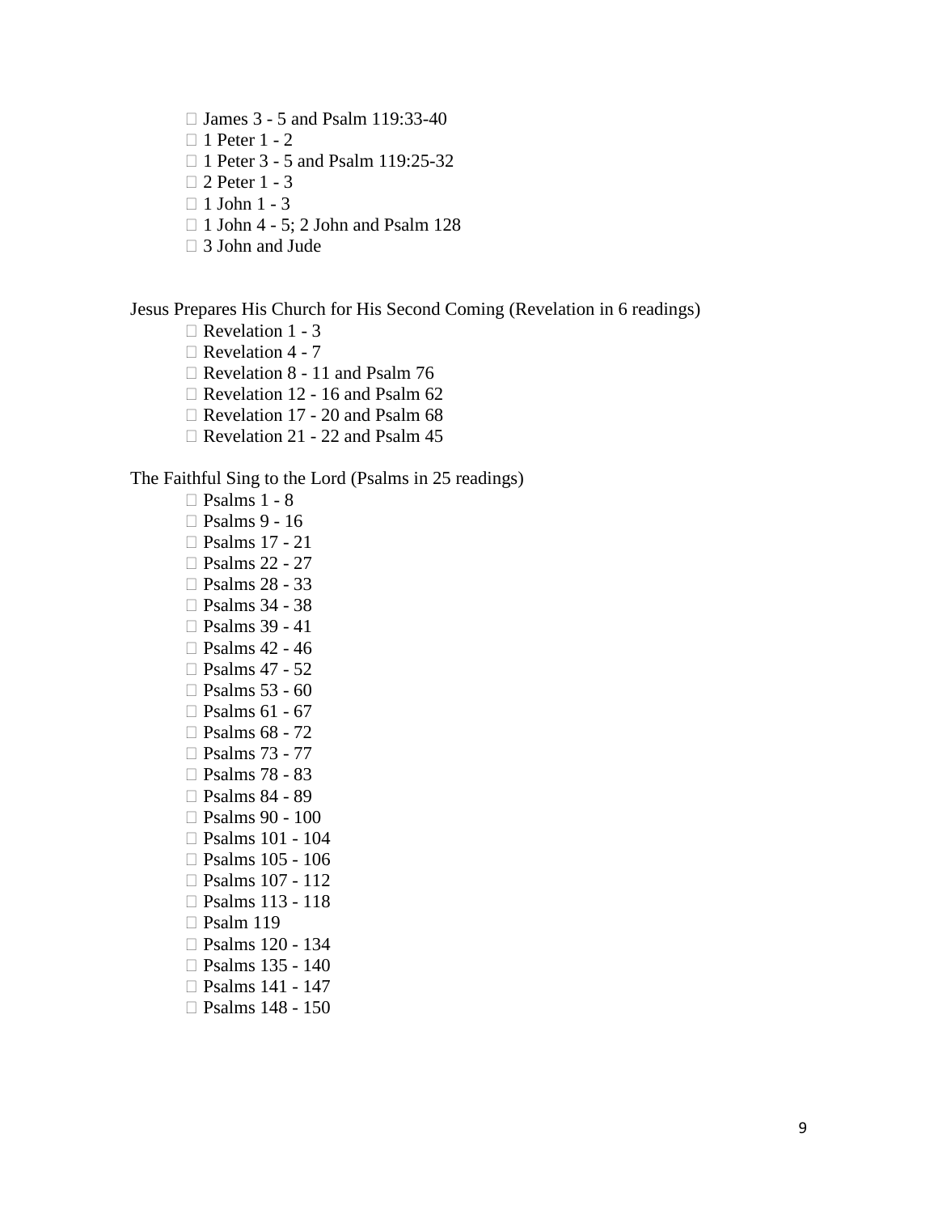- James 3 - 5 and Psalm 119:33-40
- 1 Peter 1 - 2
- 1 Peter 3 - 5 and Psalm 119:25-32
- 2 Peter 1 - 3
- 1 John 1 - 3
- 1 John 4 - 5; 2 John and Psalm 128
- 3 John and Jude

Jesus Prepares His Church for His Second Coming (Revelation in 6 readings)

- Revelation 1 - 3
- Revelation 4 - 7
- Revelation 8 - 11 and Psalm 76
- Revelation 12 - 16 and Psalm 62
- Revelation 17 - 20 and Psalm 68
- Revelation 21 - 22 and Psalm 45

The Faithful Sing to the Lord (Psalms in 25 readings)

- Psalms 1 - 8
- Psalms 9 - 16
- Psalms 17 - 21
- Psalms 22 - 27
- Psalms 28 - 33
- Psalms 34 - 38
- Psalms 39 - 41
- Psalms 42 - 46
- Psalms 47 - 52
- Psalms 53 - 60
- Psalms 61 - 67
- Psalms 68 - 72
- Psalms 73 - 77
- Psalms 78 - 83
- Psalms 84 - 89
- Psalms 90 - 100
- Psalms 101 - 104
- Psalms 105 - 106
- Psalms 107 - 112
- Psalms 113 - 118
- Psalm 119
- Psalms 120 - 134
- Psalms 135 - 140
- Psalms 141 - 147
- Psalms 148 - 150